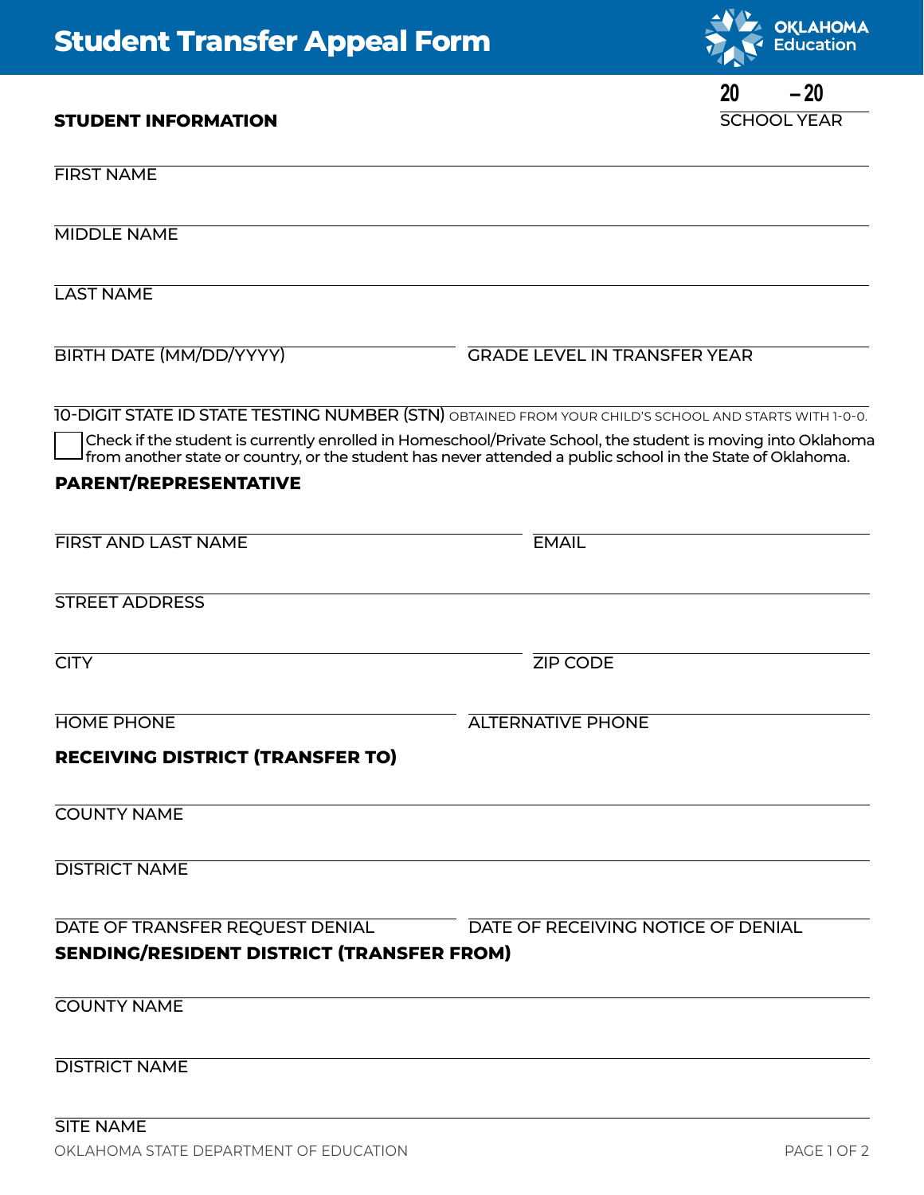# Student Transfer Appeal Form

OKLAHOMA Education

20 – 20
SCHOOL YEAR

## STUDENT INFORMATION

FIRST NAME

MIDDLE NAME

LAST NAME

BIRTH DATE (MM/DD/YYYY)

GRADE LEVEL IN TRANSFER YEAR

10-DIGIT STATE ID STATE TESTING NUMBER (STN) OBTAINED FROM YOUR CHILD'S SCHOOL AND STARTS WITH 1-0-0.

☐ Check if the student is currently enrolled in Homeschool/Private School, the student is moving into Oklahoma from another state or country, or the student has never attended a public school in the State of Oklahoma.

## PARENT/REPRESENTATIVE

FIRST AND LAST NAME

EMAIL

STREET ADDRESS

CITY

ZIP CODE

HOME PHONE

ALTERNATIVE PHONE

## RECEIVING DISTRICT (TRANSFER TO)

COUNTY NAME

DISTRICT NAME

DATE OF TRANSFER REQUEST DENIAL

DATE OF RECEIVING NOTICE OF DENIAL

## SENDING/RESIDENT DISTRICT (TRANSFER FROM)

COUNTY NAME

DISTRICT NAME

SITE NAME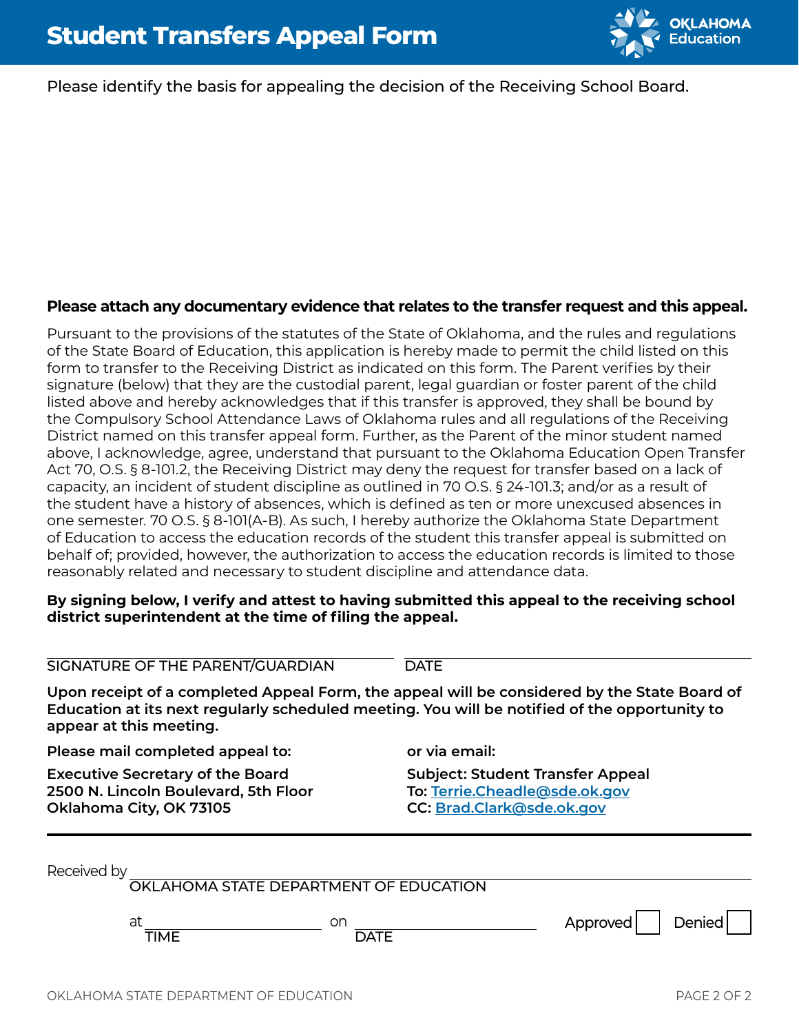# Student Transfers Appeal Form

Please identify the basis for appealing the decision of the Receiving School Board.

**Please attach any documentary evidence that relates to the transfer request and this appeal.**

Pursuant to the provisions of the statutes of the State of Oklahoma, and the rules and regulations of the State Board of Education, this application is hereby made to permit the child listed on this form to transfer to the Receiving District as indicated on this form. The Parent verifies by their signature (below) that they are the custodial parent, legal guardian or foster parent of the child listed above and hereby acknowledges that if this transfer is approved, they shall be bound by the Compulsory School Attendance Laws of Oklahoma rules and all regulations of the Receiving District named on this transfer appeal form. Further, as the Parent of the minor student named above, I acknowledge, agree, understand that pursuant to the Oklahoma Education Open Transfer Act 70, O.S. § 8-101.2, the Receiving District may deny the request for transfer based on a lack of capacity, an incident of student discipline as outlined in 70 O.S. § 24-101.3; and/or as a result of the student have a history of absences, which is defined as ten or more unexcused absences in one semester. 70 O.S. § 8-101(A-B). As such, I hereby authorize the Oklahoma State Department of Education to access the education records of the student this transfer appeal is submitted on behalf of; provided, however, the authorization to access the education records is limited to those reasonably related and necessary to student discipline and attendance data.

**By signing below, I verify and attest to having submitted this appeal to the receiving school district superintendent at the time of filing the appeal.**

______________________________ ______________________________

SIGNATURE OF THE PARENT/GUARDIAN DATE

**Upon receipt of a completed Appeal Form, the appeal will be considered by the State Board of Education at its next regularly scheduled meeting. You will be notified of the opportunity to appear at this meeting.**

**Please mail completed appeal to:**

**Executive Secretary of the Board**
**2500 N. Lincoln Boulevard, 5th Floor**
**Oklahoma City, OK 73105**

**or via email:**

**Subject: Student Transfer Appeal**
**To: Terrie.Cheadle@sde.ok.gov**
**CC: Brad.Clark@sde.ok.gov**

---

Received by ______________________________
OKLAHOMA STATE DEPARTMENT OF EDUCATION

at ______________ on ______________ Approved ☐ Denied ☐
TIME DATE